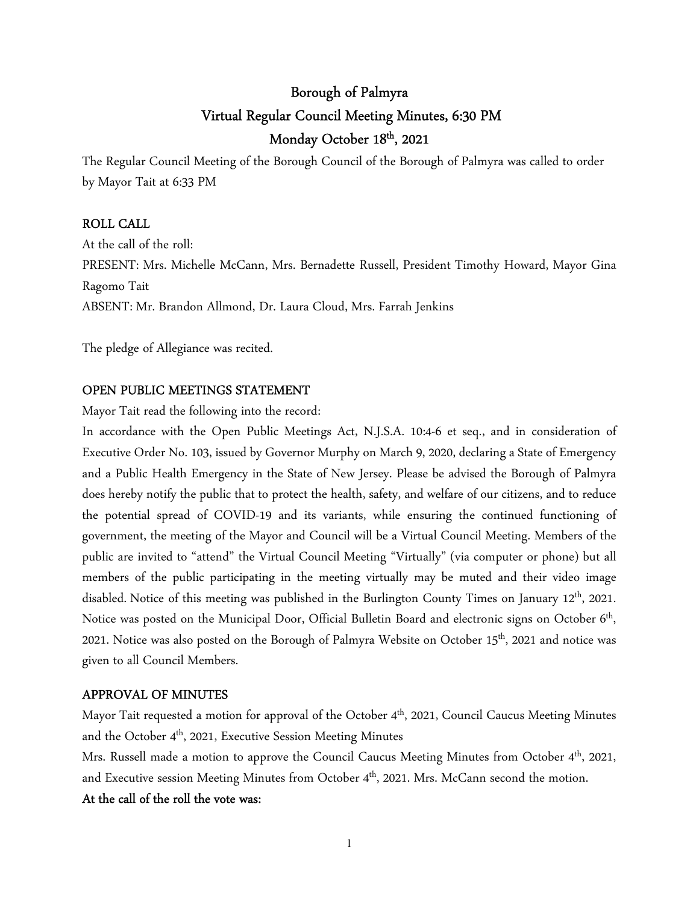# Borough of Palmyra

## Virtual Regular Council Meeting Minutes, 6:30 PM

## Monday October 18th, 2021

The Regular Council Meeting of the Borough Council of the Borough of Palmyra was called to order by Mayor Tait at 6:33 PM

**ROLL CALL**

At the call of the roll:

PRESENT: Mrs. Michelle McCann, Mrs. Bernadette Russell, President Timothy Howard, Mayor Gina Ragomo Tait

ABSENT: Mr. Brandon Allmond, Dr. Laura Cloud, Mrs. Farrah Jenkins

The pledge of Allegiance was recited.

**OPEN PUBLIC MEETINGS STATEMENT**

Mayor Tait read the following into the record:

In accordance with the Open Public Meetings Act, N.J.S.A. 10:4-6 et seq., and in consideration of Executive Order No. 103, issued by Governor Murphy on March 9, 2020, declaring a State of Emergency and a Public Health Emergency in the State of New Jersey. Please be advised the Borough of Palmyra does hereby notify the public that to protect the health, safety, and welfare of our citizens, and to reduce the potential spread of COVID-19 and its variants, while ensuring the continued functioning of government, the meeting of the Mayor and Council will be a Virtual Council Meeting. Members of the public are invited to "attend" the Virtual Council Meeting "Virtually" (via computer or phone) but all members of the public participating in the meeting virtually may be muted and their video image disabled. Notice of this meeting was published in the Burlington County Times on January 12th, 2021. Notice was posted on the Municipal Door, Official Bulletin Board and electronic signs on October 6th, 2021. Notice was also posted on the Borough of Palmyra Website on October 15th, 2021 and notice was given to all Council Members.

**APPROVAL OF MINUTES**

Mayor Tait requested a motion for approval of the October 4th, 2021, Council Caucus Meeting Minutes and the October 4th, 2021, Executive Session Meeting Minutes

Mrs. Russell made a motion to approve the Council Caucus Meeting Minutes from October 4th, 2021, and Executive session Meeting Minutes from October 4th, 2021. Mrs. McCann second the motion.

**At the call of the roll the vote was:**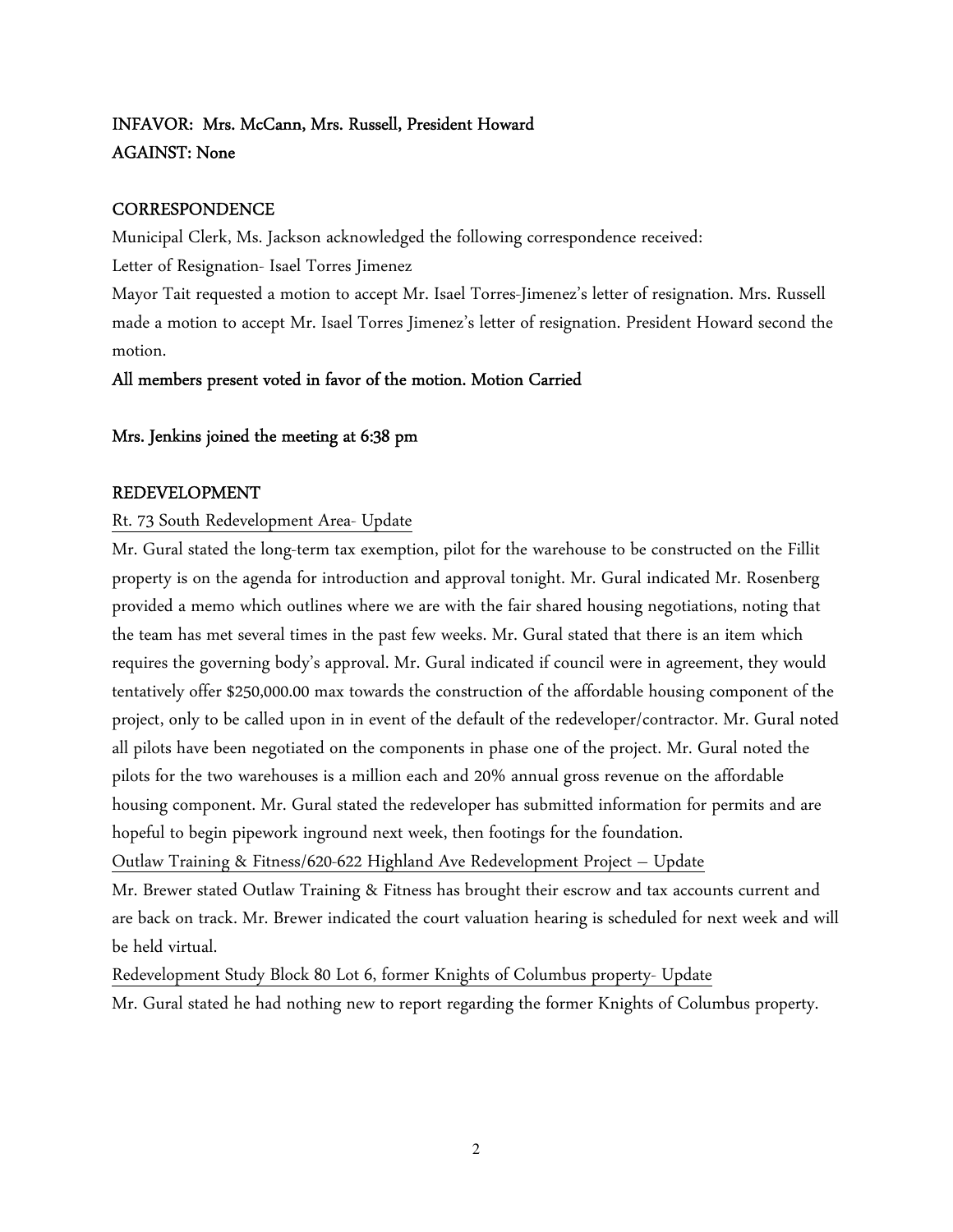**INFAVOR: Mrs. McCann, Mrs. Russell, President Howard**
**AGAINST: None**

**CORRESPONDENCE**

Municipal Clerk, Ms. Jackson acknowledged the following correspondence received:

Letter of Resignation- Isael Torres Jimenez

Mayor Tait requested a motion to accept Mr. Isael Torres-Jimenez's letter of resignation. Mrs. Russell made a motion to accept Mr. Isael Torres Jimenez's letter of resignation. President Howard second the motion.

**All members present voted in favor of the motion. Motion Carried**

**Mrs. Jenkins joined the meeting at 6:38 pm**

**REDEVELOPMENT**

Rt. 73 South Redevelopment Area- Update

Mr. Gural stated the long-term tax exemption, pilot for the warehouse to be constructed on the Fillit property is on the agenda for introduction and approval tonight. Mr. Gural indicated Mr. Rosenberg provided a memo which outlines where we are with the fair shared housing negotiations, noting that the team has met several times in the past few weeks. Mr. Gural stated that there is an item which requires the governing body's approval. Mr. Gural indicated if council were in agreement, they would tentatively offer $250,000.00 max towards the construction of the affordable housing component of the project, only to be called upon in in event of the default of the redeveloper/contractor. Mr. Gural noted all pilots have been negotiated on the components in phase one of the project. Mr. Gural noted the pilots for the two warehouses is a million each and 20% annual gross revenue on the affordable housing component. Mr. Gural stated the redeveloper has submitted information for permits and are hopeful to begin pipework inground next week, then footings for the foundation.

Outlaw Training & Fitness/620-622 Highland Ave Redevelopment Project – Update

Mr. Brewer stated Outlaw Training & Fitness has brought their escrow and tax accounts current and are back on track. Mr. Brewer indicated the court valuation hearing is scheduled for next week and will be held virtual.

Redevelopment Study Block 80 Lot 6, former Knights of Columbus property- Update

Mr. Gural stated he had nothing new to report regarding the former Knights of Columbus property.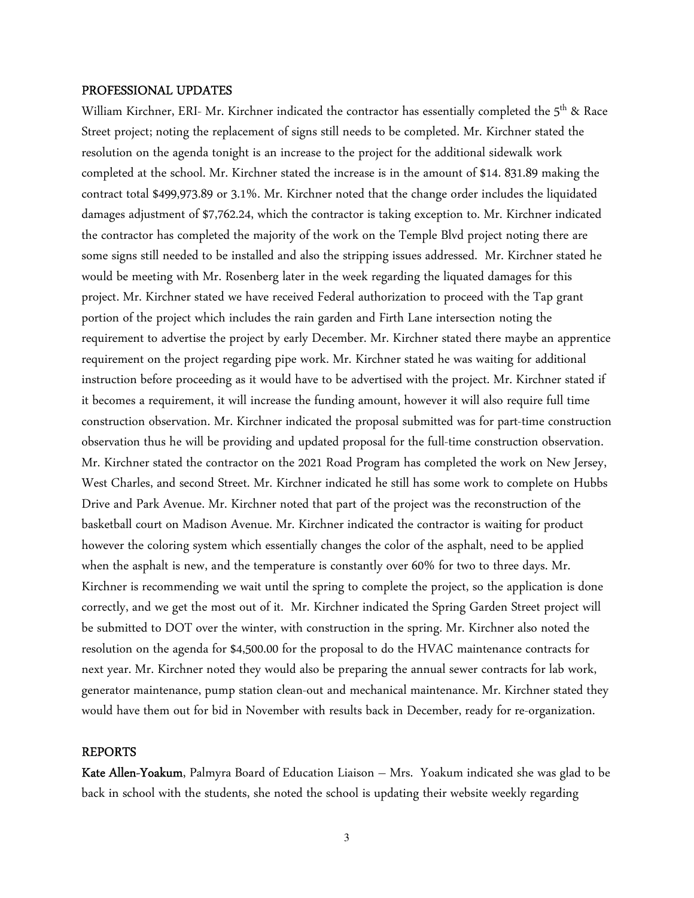## PROFESSIONAL UPDATES

William Kirchner, ERI- Mr. Kirchner indicated the contractor has essentially completed the 5th & Race Street project; noting the replacement of signs still needs to be completed. Mr. Kirchner stated the resolution on the agenda tonight is an increase to the project for the additional sidewalk work completed at the school. Mr. Kirchner stated the increase is in the amount of $14. 831.89 making the contract total $499,973.89 or 3.1%. Mr. Kirchner noted that the change order includes the liquidated damages adjustment of $7,762.24, which the contractor is taking exception to. Mr. Kirchner indicated the contractor has completed the majority of the work on the Temple Blvd project noting there are some signs still needed to be installed and also the stripping issues addressed. Mr. Kirchner stated he would be meeting with Mr. Rosenberg later in the week regarding the liquated damages for this project. Mr. Kirchner stated we have received Federal authorization to proceed with the Tap grant portion of the project which includes the rain garden and Firth Lane intersection noting the requirement to advertise the project by early December. Mr. Kirchner stated there maybe an apprentice requirement on the project regarding pipe work. Mr. Kirchner stated he was waiting for additional instruction before proceeding as it would have to be advertised with the project. Mr. Kirchner stated if it becomes a requirement, it will increase the funding amount, however it will also require full time construction observation. Mr. Kirchner indicated the proposal submitted was for part-time construction observation thus he will be providing and updated proposal for the full-time construction observation. Mr. Kirchner stated the contractor on the 2021 Road Program has completed the work on New Jersey, West Charles, and second Street. Mr. Kirchner indicated he still has some work to complete on Hubbs Drive and Park Avenue. Mr. Kirchner noted that part of the project was the reconstruction of the basketball court on Madison Avenue. Mr. Kirchner indicated the contractor is waiting for product however the coloring system which essentially changes the color of the asphalt, need to be applied when the asphalt is new, and the temperature is constantly over 60% for two to three days. Mr. Kirchner is recommending we wait until the spring to complete the project, so the application is done correctly, and we get the most out of it. Mr. Kirchner indicated the Spring Garden Street project will be submitted to DOT over the winter, with construction in the spring. Mr. Kirchner also noted the resolution on the agenda for $4,500.00 for the proposal to do the HVAC maintenance contracts for next year. Mr. Kirchner noted they would also be preparing the annual sewer contracts for lab work, generator maintenance, pump station clean-out and mechanical maintenance. Mr. Kirchner stated they would have them out for bid in November with results back in December, ready for re-organization.

## REPORTS

**Kate Allen-Yoakum**, Palmyra Board of Education Liaison – Mrs. Yoakum indicated she was glad to be back in school with the students, she noted the school is updating their website weekly regarding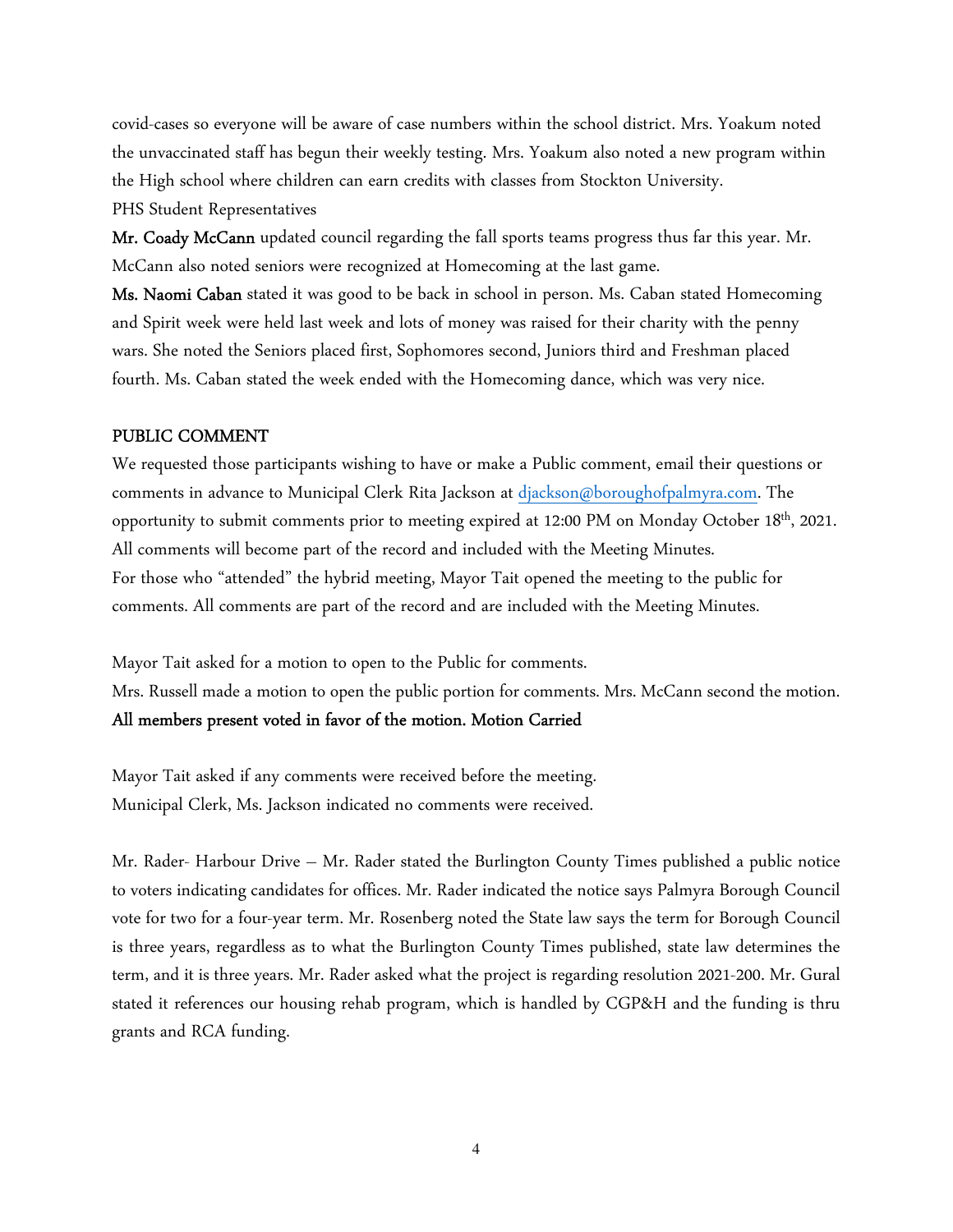covid-cases so everyone will be aware of case numbers within the school district. Mrs. Yoakum noted the unvaccinated staff has begun their weekly testing. Mrs. Yoakum also noted a new program within the High school where children can earn credits with classes from Stockton University.

PHS Student Representatives

**Mr. Coady McCann** updated council regarding the fall sports teams progress thus far this year. Mr. McCann also noted seniors were recognized at Homecoming at the last game.

**Ms. Naomi Caban** stated it was good to be back in school in person. Ms. Caban stated Homecoming and Spirit week were held last week and lots of money was raised for their charity with the penny wars. She noted the Seniors placed first, Sophomores second, Juniors third and Freshman placed fourth. Ms. Caban stated the week ended with the Homecoming dance, which was very nice.

## PUBLIC COMMENT

We requested those participants wishing to have or make a Public comment, email their questions or comments in advance to Municipal Clerk Rita Jackson at djackson@boroughofpalmyra.com. The opportunity to submit comments prior to meeting expired at 12:00 PM on Monday October 18th, 2021. All comments will become part of the record and included with the Meeting Minutes.

For those who "attended" the hybrid meeting, Mayor Tait opened the meeting to the public for comments. All comments are part of the record and are included with the Meeting Minutes.

Mayor Tait asked for a motion to open to the Public for comments.

Mrs. Russell made a motion to open the public portion for comments. Mrs. McCann second the motion.

**All members present voted in favor of the motion. Motion Carried**

Mayor Tait asked if any comments were received before the meeting.

Municipal Clerk, Ms. Jackson indicated no comments were received.

Mr. Rader- Harbour Drive – Mr. Rader stated the Burlington County Times published a public notice to voters indicating candidates for offices. Mr. Rader indicated the notice says Palmyra Borough Council vote for two for a four-year term. Mr. Rosenberg noted the State law says the term for Borough Council is three years, regardless as to what the Burlington County Times published, state law determines the term, and it is three years. Mr. Rader asked what the project is regarding resolution 2021-200. Mr. Gural stated it references our housing rehab program, which is handled by CGP&H and the funding is thru grants and RCA funding.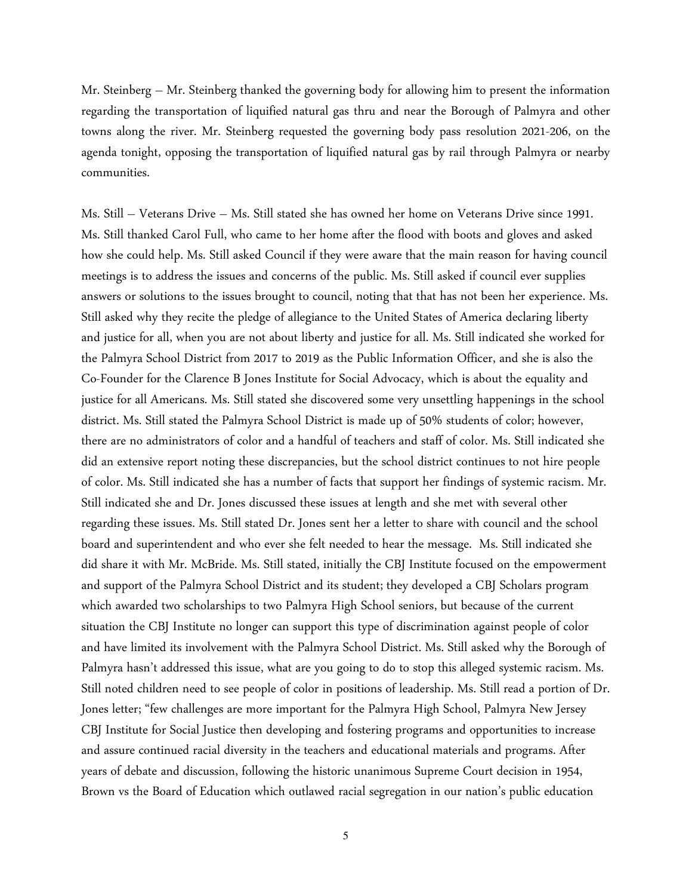Mr. Steinberg – Mr. Steinberg thanked the governing body for allowing him to present the information regarding the transportation of liquified natural gas thru and near the Borough of Palmyra and other towns along the river. Mr. Steinberg requested the governing body pass resolution 2021-206, on the agenda tonight, opposing the transportation of liquified natural gas by rail through Palmyra or nearby communities.

Ms. Still – Veterans Drive – Ms. Still stated she has owned her home on Veterans Drive since 1991. Ms. Still thanked Carol Full, who came to her home after the flood with boots and gloves and asked how she could help. Ms. Still asked Council if they were aware that the main reason for having council meetings is to address the issues and concerns of the public. Ms. Still asked if council ever supplies answers or solutions to the issues brought to council, noting that that has not been her experience. Ms. Still asked why they recite the pledge of allegiance to the United States of America declaring liberty and justice for all, when you are not about liberty and justice for all. Ms. Still indicated she worked for the Palmyra School District from 2017 to 2019 as the Public Information Officer, and she is also the Co-Founder for the Clarence B Jones Institute for Social Advocacy, which is about the equality and justice for all Americans. Ms. Still stated she discovered some very unsettling happenings in the school district. Ms. Still stated the Palmyra School District is made up of 50% students of color; however, there are no administrators of color and a handful of teachers and staff of color. Ms. Still indicated she did an extensive report noting these discrepancies, but the school district continues to not hire people of color. Ms. Still indicated she has a number of facts that support her findings of systemic racism. Mr. Still indicated she and Dr. Jones discussed these issues at length and she met with several other regarding these issues. Ms. Still stated Dr. Jones sent her a letter to share with council and the school board and superintendent and who ever she felt needed to hear the message. Ms. Still indicated she did share it with Mr. McBride. Ms. Still stated, initially the CBJ Institute focused on the empowerment and support of the Palmyra School District and its student; they developed a CBJ Scholars program which awarded two scholarships to two Palmyra High School seniors, but because of the current situation the CBJ Institute no longer can support this type of discrimination against people of color and have limited its involvement with the Palmyra School District. Ms. Still asked why the Borough of Palmyra hasn't addressed this issue, what are you going to do to stop this alleged systemic racism. Ms. Still noted children need to see people of color in positions of leadership. Ms. Still read a portion of Dr. Jones letter; "few challenges are more important for the Palmyra High School, Palmyra New Jersey CBJ Institute for Social Justice then developing and fostering programs and opportunities to increase and assure continued racial diversity in the teachers and educational materials and programs. After years of debate and discussion, following the historic unanimous Supreme Court decision in 1954, Brown vs the Board of Education which outlawed racial segregation in our nation's public education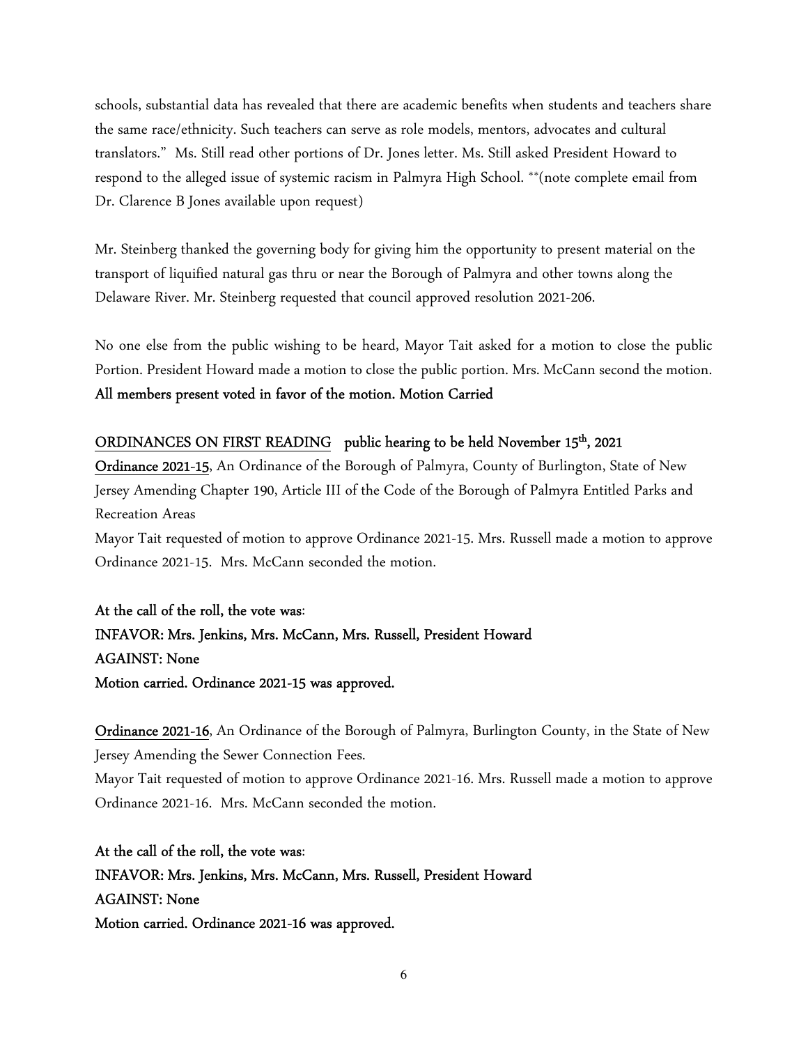schools, substantial data has revealed that there are academic benefits when students and teachers share the same race/ethnicity. Such teachers can serve as role models, mentors, advocates and cultural translators." Ms. Still read other portions of Dr. Jones letter. Ms. Still asked President Howard to respond to the alleged issue of systemic racism in Palmyra High School. **(note complete email from Dr. Clarence B Jones available upon request)

Mr. Steinberg thanked the governing body for giving him the opportunity to present material on the transport of liquified natural gas thru or near the Borough of Palmyra and other towns along the Delaware River. Mr. Steinberg requested that council approved resolution 2021-206.

No one else from the public wishing to be heard, Mayor Tait asked for a motion to close the public Portion. President Howard made a motion to close the public portion. Mrs. McCann second the motion. **All members present voted in favor of the motion. Motion Carried**

**ORDINANCES ON FIRST READING public hearing to be held November 15th, 2021**

**Ordinance 2021-15**, An Ordinance of the Borough of Palmyra, County of Burlington, State of New Jersey Amending Chapter 190, Article III of the Code of the Borough of Palmyra Entitled Parks and Recreation Areas

Mayor Tait requested of motion to approve Ordinance 2021-15. Mrs. Russell made a motion to approve Ordinance 2021-15. Mrs. McCann seconded the motion.

**At the call of the roll, the vote was:**
**INFAVOR: Mrs. Jenkins, Mrs. McCann, Mrs. Russell, President Howard**
**AGAINST: None**
**Motion carried. Ordinance 2021-15 was approved.**

**Ordinance 2021-16**, An Ordinance of the Borough of Palmyra, Burlington County, in the State of New Jersey Amending the Sewer Connection Fees.

Mayor Tait requested of motion to approve Ordinance 2021-16. Mrs. Russell made a motion to approve Ordinance 2021-16. Mrs. McCann seconded the motion.

**At the call of the roll, the vote was:**
**INFAVOR: Mrs. Jenkins, Mrs. McCann, Mrs. Russell, President Howard**
**AGAINST: None**
**Motion carried. Ordinance 2021-16 was approved.**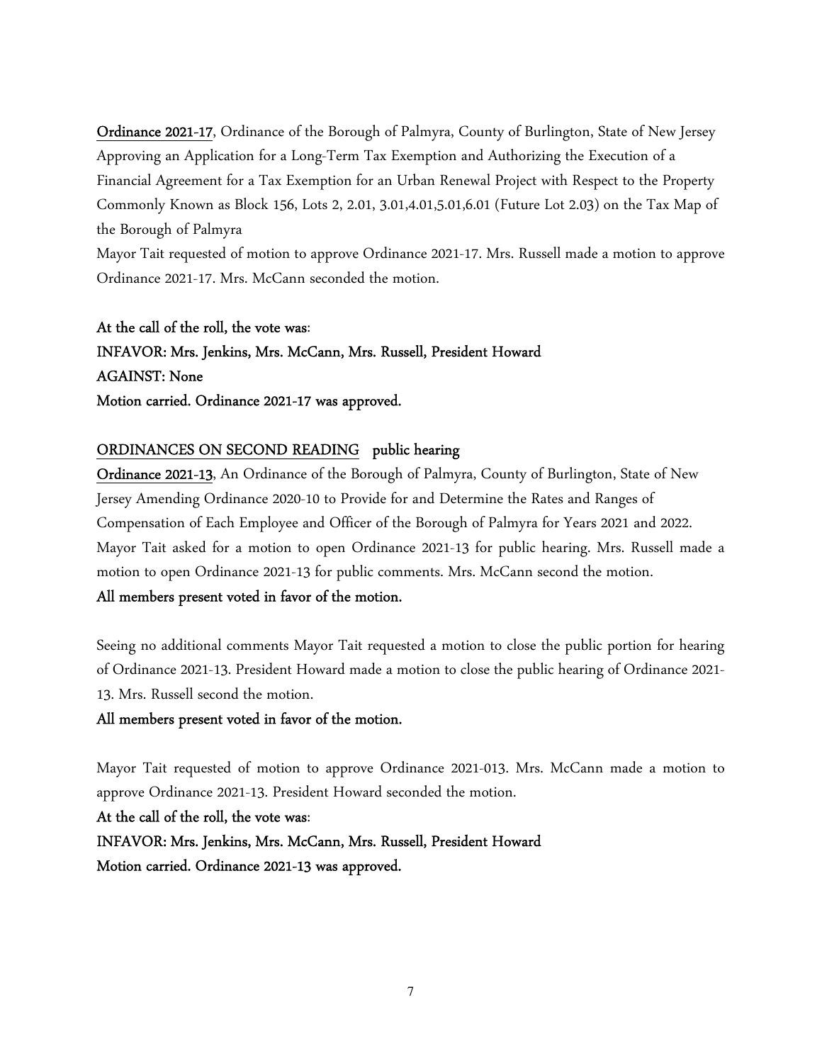**Ordinance 2021-17**, Ordinance of the Borough of Palmyra, County of Burlington, State of New Jersey Approving an Application for a Long-Term Tax Exemption and Authorizing the Execution of a Financial Agreement for a Tax Exemption for an Urban Renewal Project with Respect to the Property Commonly Known as Block 156, Lots 2, 2.01, 3.01,4.01,5.01,6.01 (Future Lot 2.03) on the Tax Map of the Borough of Palmyra

Mayor Tait requested of motion to approve Ordinance 2021-17. Mrs. Russell made a motion to approve Ordinance 2021-17. Mrs. McCann seconded the motion.

**At the call of the roll, the vote was**:
**INFAVOR: Mrs. Jenkins, Mrs. McCann, Mrs. Russell, President Howard**
**AGAINST: None**
**Motion carried. Ordinance 2021-17 was approved.**

**ORDINANCES ON SECOND READING public hearing**

**Ordinance 2021-13**, An Ordinance of the Borough of Palmyra, County of Burlington, State of New Jersey Amending Ordinance 2020-10 to Provide for and Determine the Rates and Ranges of Compensation of Each Employee and Officer of the Borough of Palmyra for Years 2021 and 2022. Mayor Tait asked for a motion to open Ordinance 2021-13 for public hearing. Mrs. Russell made a motion to open Ordinance 2021-13 for public comments. Mrs. McCann second the motion.

**All members present voted in favor of the motion.**

Seeing no additional comments Mayor Tait requested a motion to close the public portion for hearing of Ordinance 2021-13. President Howard made a motion to close the public hearing of Ordinance 2021-13. Mrs. Russell second the motion.

**All members present voted in favor of the motion.**

Mayor Tait requested of motion to approve Ordinance 2021-013. Mrs. McCann made a motion to approve Ordinance 2021-13. President Howard seconded the motion.

**At the call of the roll, the vote was**:
**INFAVOR: Mrs. Jenkins, Mrs. McCann, Mrs. Russell, President Howard**
**Motion carried. Ordinance 2021-13 was approved.**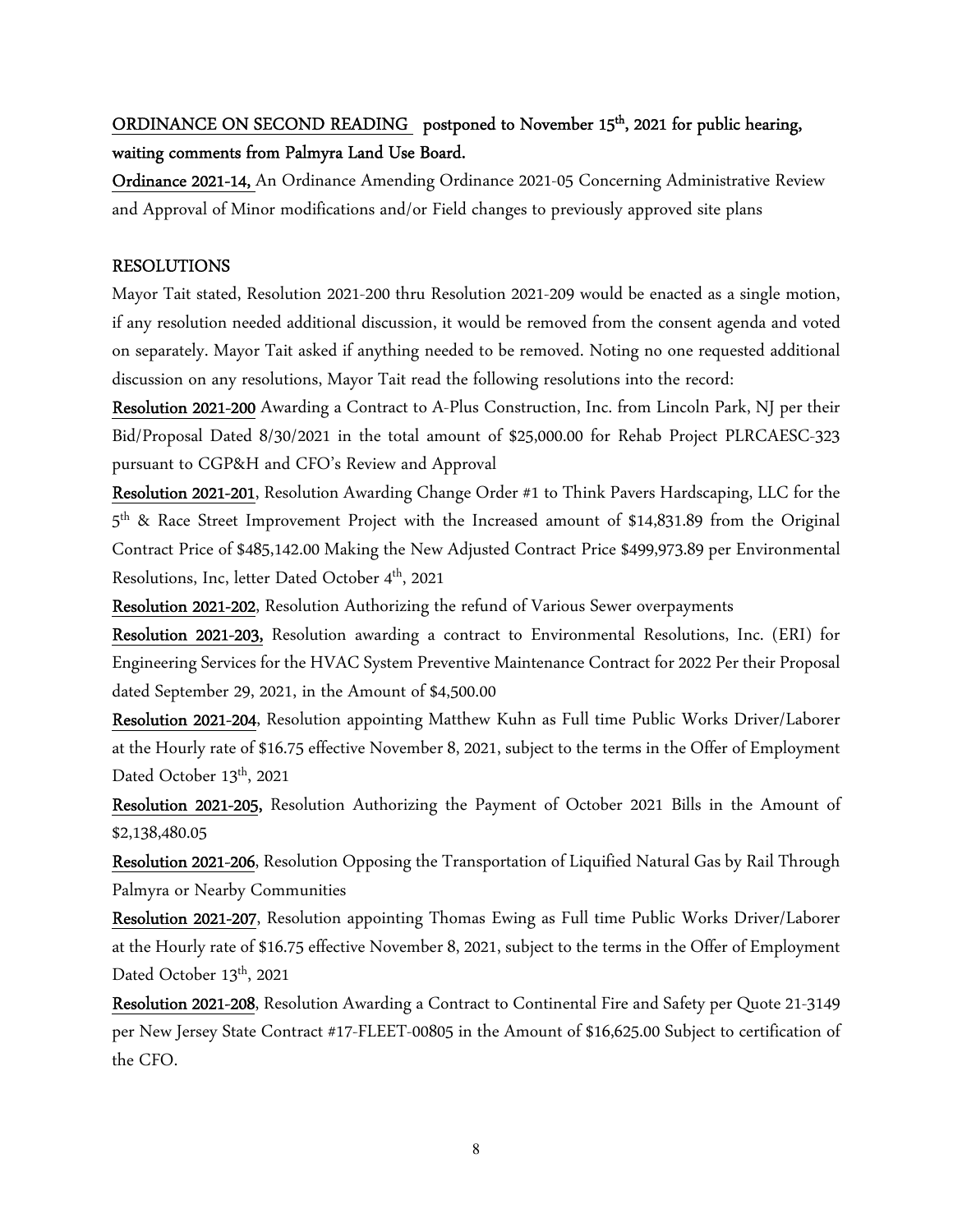**ORDINANCE ON SECOND READING** **postponed to November 15th, 2021 for public hearing, waiting comments from Palmyra Land Use Board.**

**Ordinance 2021-14,** An Ordinance Amending Ordinance 2021-05 Concerning Administrative Review and Approval of Minor modifications and/or Field changes to previously approved site plans

**RESOLUTIONS**

Mayor Tait stated, Resolution 2021-200 thru Resolution 2021-209 would be enacted as a single motion, if any resolution needed additional discussion, it would be removed from the consent agenda and voted on separately. Mayor Tait asked if anything needed to be removed. Noting no one requested additional discussion on any resolutions, Mayor Tait read the following resolutions into the record:

**Resolution 2021-200** Awarding a Contract to A-Plus Construction, Inc. from Lincoln Park, NJ per their Bid/Proposal Dated 8/30/2021 in the total amount of $25,000.00 for Rehab Project PLRCAESC-323 pursuant to CGP&H and CFO's Review and Approval

**Resolution 2021-201**, Resolution Awarding Change Order #1 to Think Pavers Hardscaping, LLC for the 5th & Race Street Improvement Project with the Increased amount of $14,831.89 from the Original Contract Price of $485,142.00 Making the New Adjusted Contract Price $499,973.89 per Environmental Resolutions, Inc, letter Dated October 4th, 2021

**Resolution 2021-202**, Resolution Authorizing the refund of Various Sewer overpayments

**Resolution 2021-203,** Resolution awarding a contract to Environmental Resolutions, Inc. (ERI) for Engineering Services for the HVAC System Preventive Maintenance Contract for 2022 Per their Proposal dated September 29, 2021, in the Amount of $4,500.00

**Resolution 2021-204**, Resolution appointing Matthew Kuhn as Full time Public Works Driver/Laborer at the Hourly rate of $16.75 effective November 8, 2021, subject to the terms in the Offer of Employment Dated October 13th, 2021

**Resolution 2021-205,** Resolution Authorizing the Payment of October 2021 Bills in the Amount of $2,138,480.05

**Resolution 2021-206**, Resolution Opposing the Transportation of Liquified Natural Gas by Rail Through Palmyra or Nearby Communities

**Resolution 2021-207**, Resolution appointing Thomas Ewing as Full time Public Works Driver/Laborer at the Hourly rate of $16.75 effective November 8, 2021, subject to the terms in the Offer of Employment Dated October 13th, 2021

**Resolution 2021-208**, Resolution Awarding a Contract to Continental Fire and Safety per Quote 21-3149 per New Jersey State Contract #17-FLEET-00805 in the Amount of $16,625.00 Subject to certification of the CFO.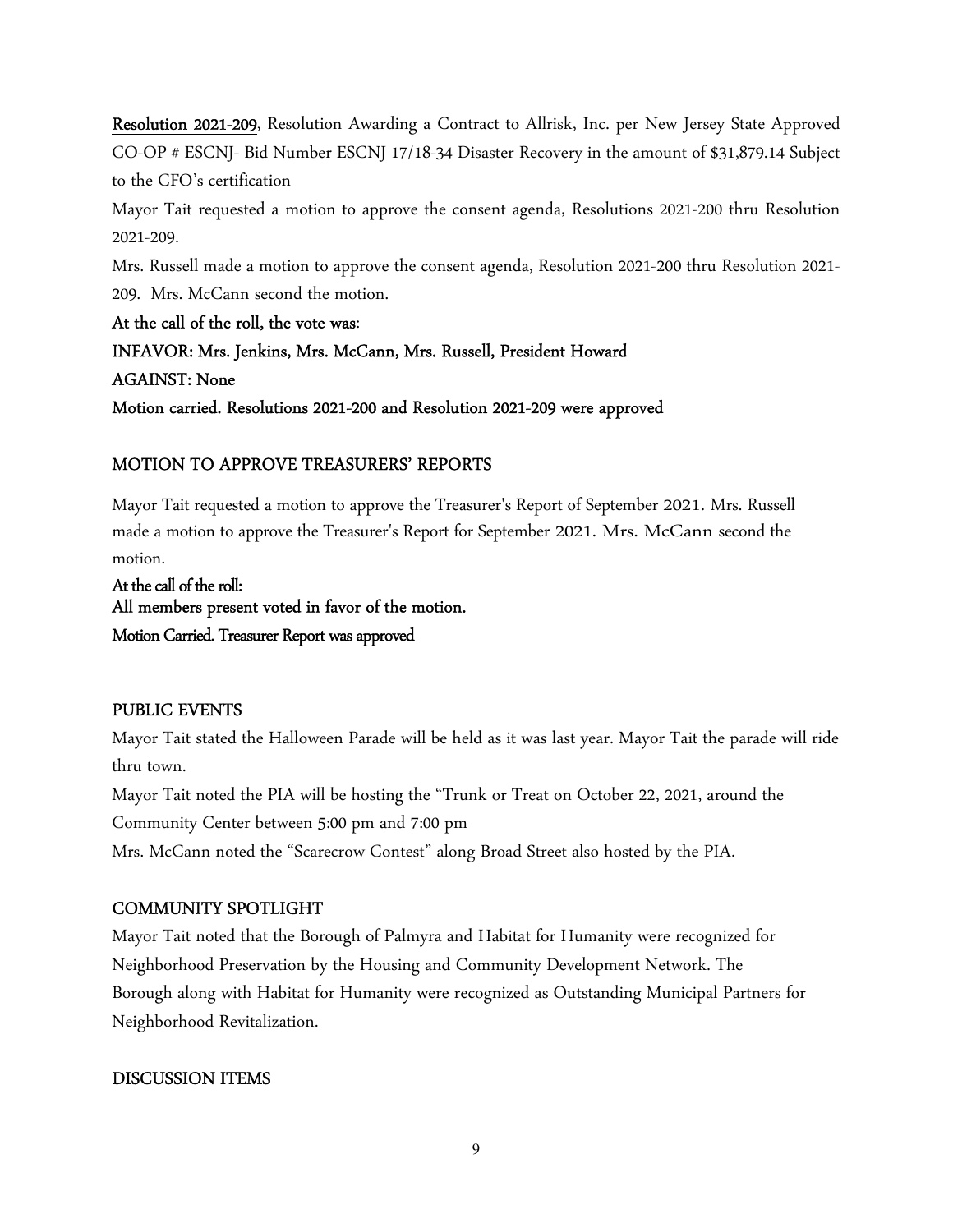**Resolution 2021-209**, Resolution Awarding a Contract to Allrisk, Inc. per New Jersey State Approved CO-OP # ESCNJ- Bid Number ESCNJ 17/18-34 Disaster Recovery in the amount of $31,879.14 Subject to the CFO's certification

Mayor Tait requested a motion to approve the consent agenda, Resolutions 2021-200 thru Resolution 2021-209.

Mrs. Russell made a motion to approve the consent agenda, Resolution 2021-200 thru Resolution 2021-209. Mrs. McCann second the motion.

**At the call of the roll, the vote was**:

**INFAVOR: Mrs. Jenkins, Mrs. McCann, Mrs. Russell, President Howard**

**AGAINST: None**

**Motion carried. Resolutions 2021-200 and Resolution 2021-209 were approved**

## MOTION TO APPROVE TREASURERS' REPORTS

Mayor Tait requested a motion to approve the Treasurer's Report of September 2021. Mrs. Russell made a motion to approve the Treasurer's Report for September 2021. Mrs. McCann second the motion.

**At the call of the roll:**

**All members present voted in favor of the motion.**

**Motion Carried. Treasurer Report was approved**

## PUBLIC EVENTS

Mayor Tait stated the Halloween Parade will be held as it was last year. Mayor Tait the parade will ride thru town.

Mayor Tait noted the PIA will be hosting the "Trunk or Treat on October 22, 2021, around the Community Center between 5:00 pm and 7:00 pm

Mrs. McCann noted the "Scarecrow Contest" along Broad Street also hosted by the PIA.

## COMMUNITY SPOTLIGHT

Mayor Tait noted that the Borough of Palmyra and Habitat for Humanity were recognized for Neighborhood Preservation by the Housing and Community Development Network. The Borough along with Habitat for Humanity were recognized as Outstanding Municipal Partners for Neighborhood Revitalization.

## DISCUSSION ITEMS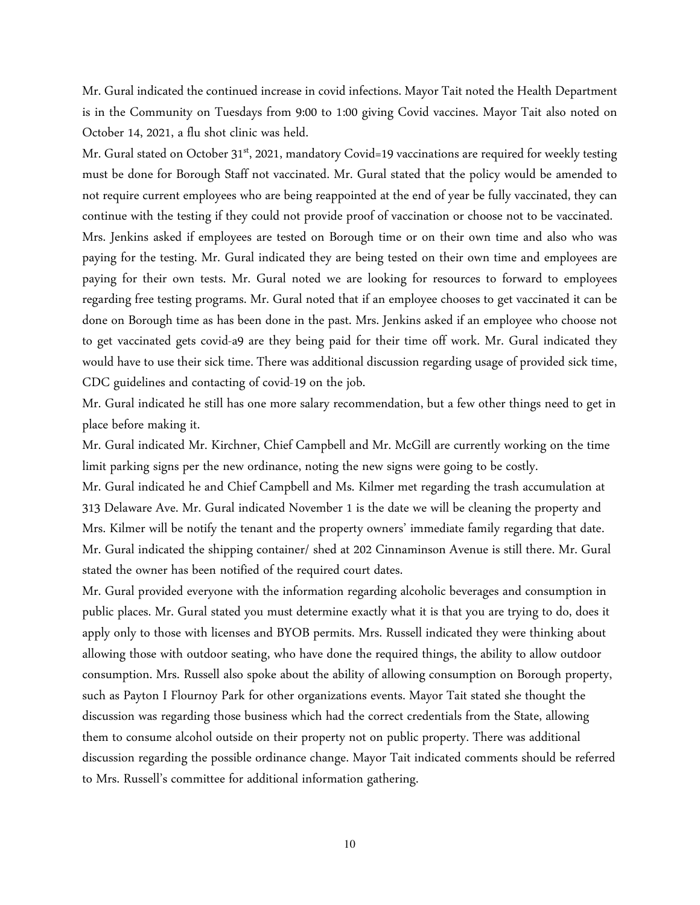Mr. Gural indicated the continued increase in covid infections. Mayor Tait noted the Health Department is in the Community on Tuesdays from 9:00 to 1:00 giving Covid vaccines. Mayor Tait also noted on October 14, 2021, a flu shot clinic was held.

Mr. Gural stated on October 31st, 2021, mandatory Covid=19 vaccinations are required for weekly testing must be done for Borough Staff not vaccinated. Mr. Gural stated that the policy would be amended to not require current employees who are being reappointed at the end of year be fully vaccinated, they can continue with the testing if they could not provide proof of vaccination or choose not to be vaccinated.

Mrs. Jenkins asked if employees are tested on Borough time or on their own time and also who was paying for the testing. Mr. Gural indicated they are being tested on their own time and employees are paying for their own tests. Mr. Gural noted we are looking for resources to forward to employees regarding free testing programs. Mr. Gural noted that if an employee chooses to get vaccinated it can be done on Borough time as has been done in the past. Mrs. Jenkins asked if an employee who choose not to get vaccinated gets covid-a9 are they being paid for their time off work. Mr. Gural indicated they would have to use their sick time. There was additional discussion regarding usage of provided sick time, CDC guidelines and contacting of covid-19 on the job.

Mr. Gural indicated he still has one more salary recommendation, but a few other things need to get in place before making it.

Mr. Gural indicated Mr. Kirchner, Chief Campbell and Mr. McGill are currently working on the time limit parking signs per the new ordinance, noting the new signs were going to be costly.

Mr. Gural indicated he and Chief Campbell and Ms. Kilmer met regarding the trash accumulation at 313 Delaware Ave. Mr. Gural indicated November 1 is the date we will be cleaning the property and Mrs. Kilmer will be notify the tenant and the property owners' immediate family regarding that date.

Mr. Gural indicated the shipping container/ shed at 202 Cinnaminson Avenue is still there. Mr. Gural stated the owner has been notified of the required court dates.

Mr. Gural provided everyone with the information regarding alcoholic beverages and consumption in public places. Mr. Gural stated you must determine exactly what it is that you are trying to do, does it apply only to those with licenses and BYOB permits. Mrs. Russell indicated they were thinking about allowing those with outdoor seating, who have done the required things, the ability to allow outdoor consumption. Mrs. Russell also spoke about the ability of allowing consumption on Borough property, such as Payton I Flournoy Park for other organizations events. Mayor Tait stated she thought the discussion was regarding those business which had the correct credentials from the State, allowing them to consume alcohol outside on their property not on public property. There was additional discussion regarding the possible ordinance change. Mayor Tait indicated comments should be referred to Mrs. Russell's committee for additional information gathering.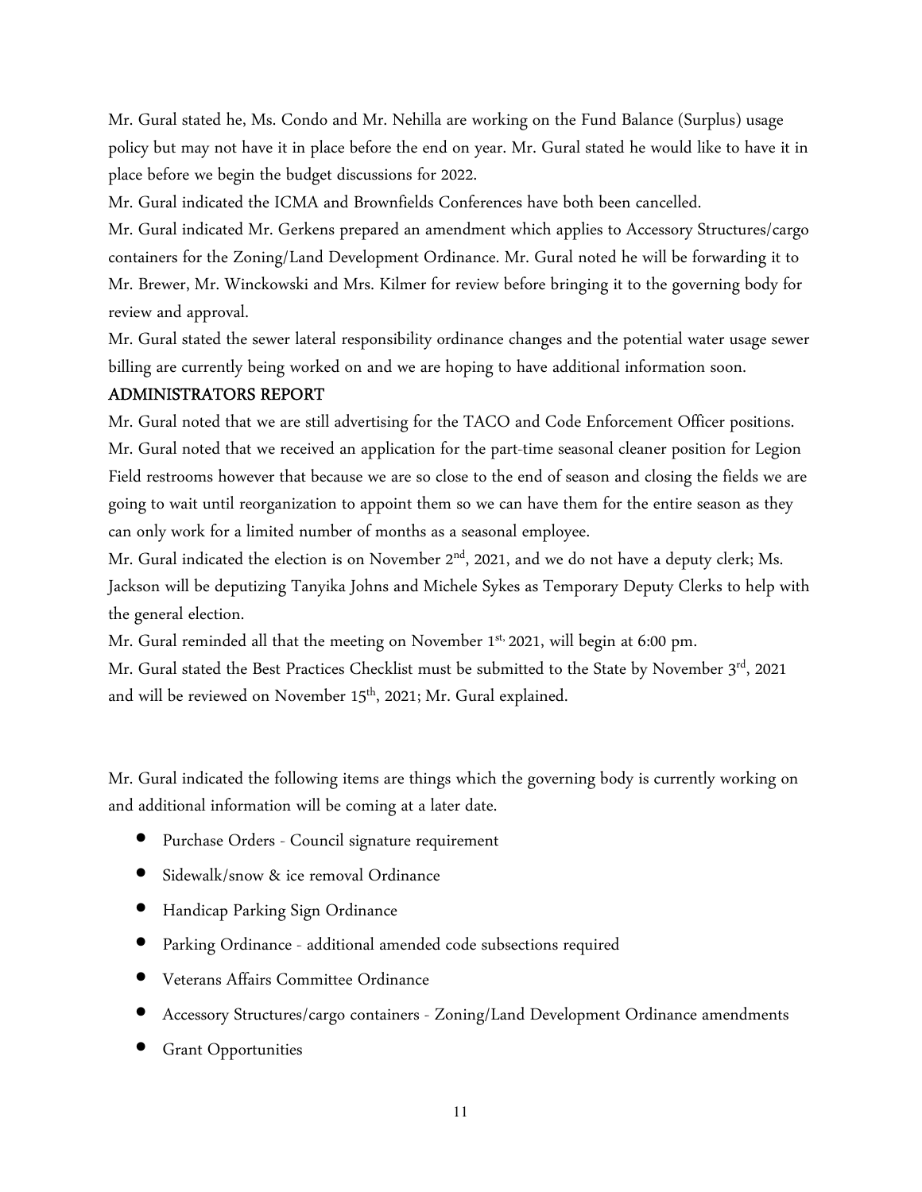Mr. Gural stated he, Ms. Condo and Mr. Nehilla are working on the Fund Balance (Surplus) usage policy but may not have it in place before the end on year. Mr. Gural stated he would like to have it in place before we begin the budget discussions for 2022.

Mr. Gural indicated the ICMA and Brownfields Conferences have both been cancelled.

Mr. Gural indicated Mr. Gerkens prepared an amendment which applies to Accessory Structures/cargo containers for the Zoning/Land Development Ordinance. Mr. Gural noted he will be forwarding it to Mr. Brewer, Mr. Winckowski and Mrs. Kilmer for review before bringing it to the governing body for review and approval.

Mr. Gural stated the sewer lateral responsibility ordinance changes and the potential water usage sewer billing are currently being worked on and we are hoping to have additional information soon.

**ADMINISTRATORS REPORT**

Mr. Gural noted that we are still advertising for the TACO and Code Enforcement Officer positions.

Mr. Gural noted that we received an application for the part-time seasonal cleaner position for Legion Field restrooms however that because we are so close to the end of season and closing the fields we are going to wait until reorganization to appoint them so we can have them for the entire season as they can only work for a limited number of months as a seasonal employee.

Mr. Gural indicated the election is on November 2nd, 2021, and we do not have a deputy clerk; Ms. Jackson will be deputizing Tanyika Johns and Michele Sykes as Temporary Deputy Clerks to help with the general election.

Mr. Gural reminded all that the meeting on November 1st, 2021, will begin at 6:00 pm.

Mr. Gural stated the Best Practices Checklist must be submitted to the State by November 3rd, 2021 and will be reviewed on November 15th, 2021; Mr. Gural explained.

Mr. Gural indicated the following items are things which the governing body is currently working on and additional information will be coming at a later date.

- Purchase Orders - Council signature requirement
- Sidewalk/snow & ice removal Ordinance
- Handicap Parking Sign Ordinance
- Parking Ordinance - additional amended code subsections required
- Veterans Affairs Committee Ordinance
- Accessory Structures/cargo containers - Zoning/Land Development Ordinance amendments
- Grant Opportunities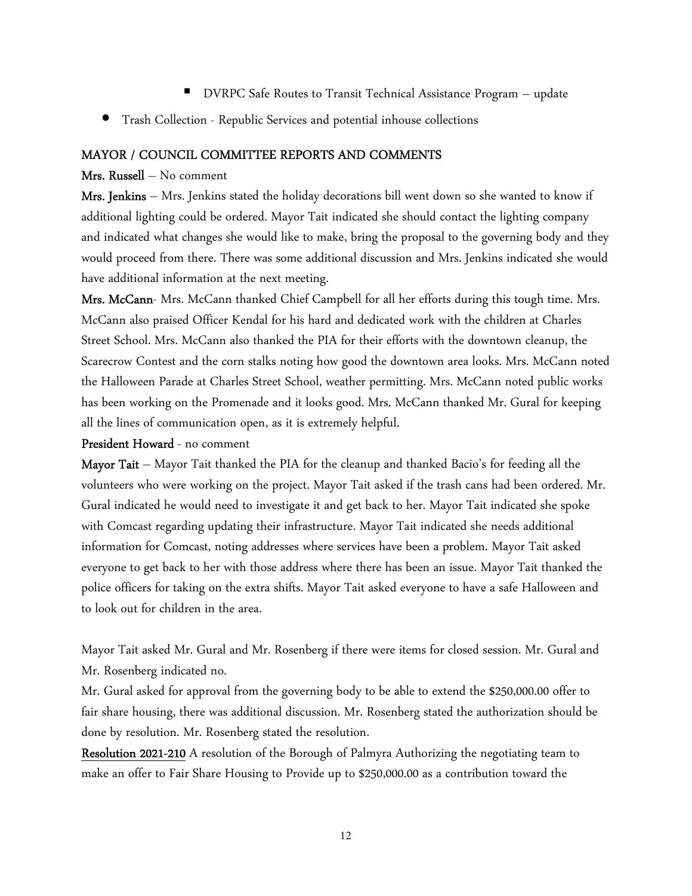- DVRPC Safe Routes to Transit Technical Assistance Program – update
- Trash Collection - Republic Services and potential inhouse collections

## MAYOR / COUNCIL COMMITTEE REPORTS AND COMMENTS

**Mrs. Russell** – No comment

**Mrs. Jenkins** – Mrs. Jenkins stated the holiday decorations bill went down so she wanted to know if additional lighting could be ordered. Mayor Tait indicated she should contact the lighting company and indicated what changes she would like to make, bring the proposal to the governing body and they would proceed from there. There was some additional discussion and Mrs. Jenkins indicated she would have additional information at the next meeting.

**Mrs. McCann**- Mrs. McCann thanked Chief Campbell for all her efforts during this tough time. Mrs. McCann also praised Officer Kendal for his hard and dedicated work with the children at Charles Street School. Mrs. McCann also thanked the PIA for their efforts with the downtown cleanup, the Scarecrow Contest and the corn stalks noting how good the downtown area looks. Mrs. McCann noted the Halloween Parade at Charles Street School, weather permitting. Mrs. McCann noted public works has been working on the Promenade and it looks good. Mrs. McCann thanked Mr. Gural for keeping all the lines of communication open, as it is extremely helpful.

**President Howard** - no comment

**Mayor Tait** – Mayor Tait thanked the PIA for the cleanup and thanked Bacio's for feeding all the volunteers who were working on the project. Mayor Tait asked if the trash cans had been ordered. Mr. Gural indicated he would need to investigate it and get back to her. Mayor Tait indicated she spoke with Comcast regarding updating their infrastructure. Mayor Tait indicated she needs additional information for Comcast, noting addresses where services have been a problem. Mayor Tait asked everyone to get back to her with those address where there has been an issue. Mayor Tait thanked the police officers for taking on the extra shifts. Mayor Tait asked everyone to have a safe Halloween and to look out for children in the area.

Mayor Tait asked Mr. Gural and Mr. Rosenberg if there were items for closed session. Mr. Gural and Mr. Rosenberg indicated no.

Mr. Gural asked for approval from the governing body to be able to extend the $250,000.00 offer to fair share housing, there was additional discussion. Mr. Rosenberg stated the authorization should be done by resolution. Mr. Rosenberg stated the resolution.

**Resolution 2021-210** A resolution of the Borough of Palmyra Authorizing the negotiating team to make an offer to Fair Share Housing to Provide up to $250,000.00 as a contribution toward the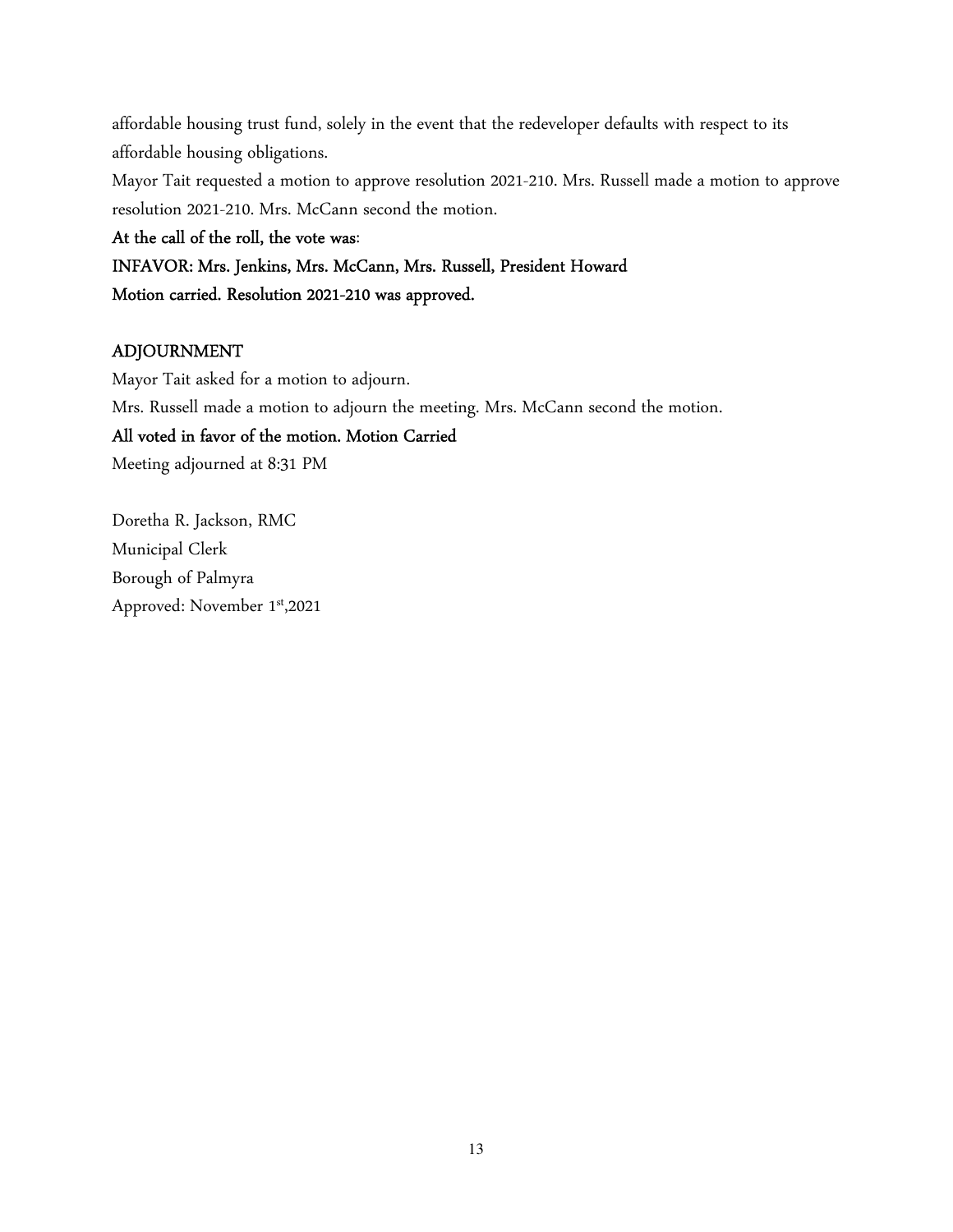affordable housing trust fund, solely in the event that the redeveloper defaults with respect to its affordable housing obligations.

Mayor Tait requested a motion to approve resolution 2021-210. Mrs. Russell made a motion to approve resolution 2021-210. Mrs. McCann second the motion.

**At the call of the roll, the vote was**:

**INFAVOR: Mrs. Jenkins, Mrs. McCann, Mrs. Russell, President Howard**

**Motion carried. Resolution 2021-210 was approved.**

## ADJOURNMENT

Mayor Tait asked for a motion to adjourn.

Mrs. Russell made a motion to adjourn the meeting. Mrs. McCann second the motion.

**All voted in favor of the motion. Motion Carried**

Meeting adjourned at 8:31 PM

Doretha R. Jackson, RMC
Municipal Clerk
Borough of Palmyra
Approved: November 1st,2021